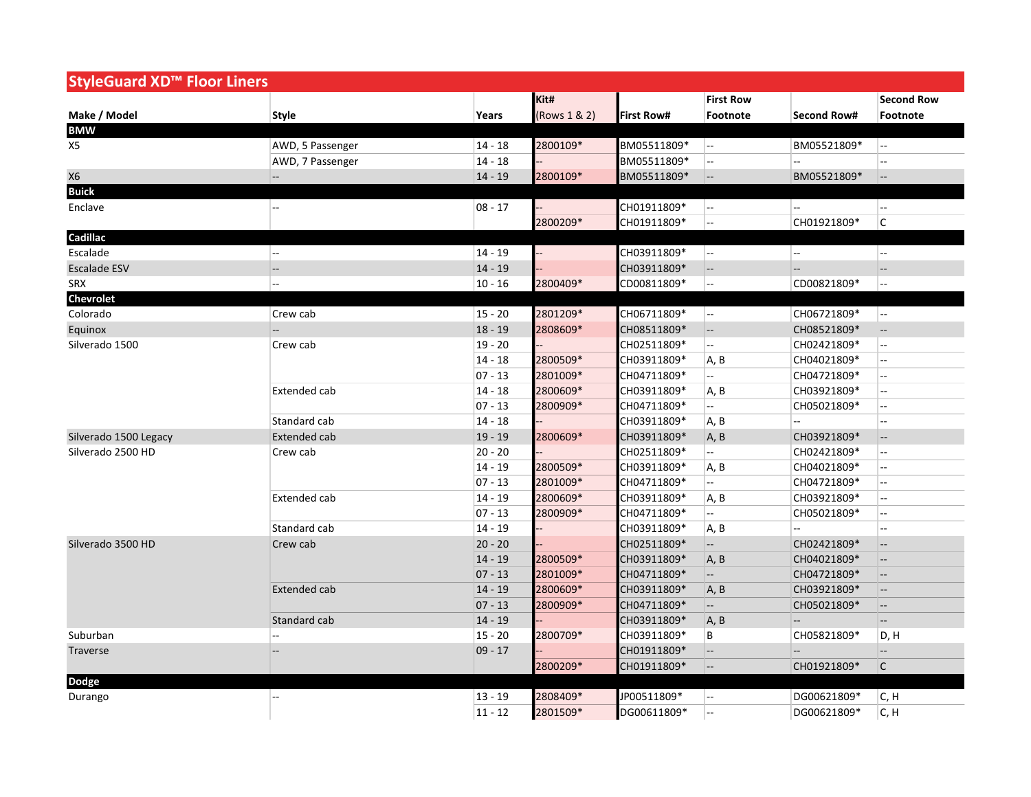# StyleGuard XD™ Floor Liners

| Make / Model | Style | Years | Kit# (Rows 1 & 2) | First Row# | First Row Footnote | Second Row# | Second Row Footnote |
|---|---|---|---|---|---|---|---|
| **BMW** | | | | | | | |
| X5 | AWD, 5 Passenger | 14 - 18 | 2800109* | BM05511809* | -- | BM05521809* | -- |
| | AWD, 7 Passenger | 14 - 18 | -- | BM05511809* | -- | -- | -- |
| X6 | -- | 14 - 19 | 2800109* | BM05511809* | -- | BM05521809* | -- |
| **Buick** | | | | | | | |
| Enclave | -- | 08 - 17 | -- | CH01911809* | -- | -- | -- |
| | | | 2800209* | CH01911809* | -- | CH01921809* | C |
| **Cadillac** | | | | | | | |
| Escalade | -- | 14 - 19 | -- | CH03911809* | -- | -- | -- |
| Escalade ESV | -- | 14 - 19 | -- | CH03911809* | -- | -- | -- |
| SRX | -- | 10 - 16 | 2800409* | CD00811809* | -- | CD00821809* | -- |
| **Chevrolet** | | | | | | | |
| Colorado | Crew cab | 15 - 20 | 2801209* | CH06711809* | -- | CH06721809* | -- |
| Equinox | -- | 18 - 19 | 2808609* | CH08511809* | -- | CH08521809* | -- |
| Silverado 1500 | Crew cab | 19 - 20 | -- | CH02511809* | -- | CH02421809* | -- |
| | | 14 - 18 | 2800509* | CH03911809* | A, B | CH04021809* | -- |
| | | 07 - 13 | 2801009* | CH04711809* | -- | CH04721809* | -- |
| | Extended cab | 14 - 18 | 2800609* | CH03911809* | A, B | CH03921809* | -- |
| | | 07 - 13 | 2800909* | CH04711809* | -- | CH05021809* | -- |
| | Standard cab | 14 - 18 | -- | CH03911809* | A, B | -- | -- |
| Silverado 1500 Legacy | Extended cab | 19 - 19 | 2800609* | CH03911809* | A, B | CH03921809* | -- |
| Silverado 2500 HD | Crew cab | 20 - 20 | -- | CH02511809* | -- | CH02421809* | -- |
| | | 14 - 19 | 2800509* | CH03911809* | A, B | CH04021809* | -- |
| | | 07 - 13 | 2801009* | CH04711809* | -- | CH04721809* | -- |
| | Extended cab | 14 - 19 | 2800609* | CH03911809* | A, B | CH03921809* | -- |
| | | 07 - 13 | 2800909* | CH04711809* | -- | CH05021809* | -- |
| | Standard cab | 14 - 19 | -- | CH03911809* | A, B | -- | -- |
| Silverado 3500 HD | Crew cab | 20 - 20 | -- | CH02511809* | -- | CH02421809* | -- |
| | | 14 - 19 | 2800509* | CH03911809* | A, B | CH04021809* | -- |
| | | 07 - 13 | 2801009* | CH04711809* | -- | CH04721809* | -- |
| | Extended cab | 14 - 19 | 2800609* | CH03911809* | A, B | CH03921809* | -- |
| | | 07 - 13 | 2800909* | CH04711809* | -- | CH05021809* | -- |
| | Standard cab | 14 - 19 | -- | CH03911809* | A, B | -- | -- |
| Suburban | -- | 15 - 20 | 2800709* | CH03911809* | B | CH05821809* | D, H |
| Traverse | -- | 09 - 17 | -- | CH01911809* | -- | -- | -- |
| | | | 2800209* | CH01911809* | -- | CH01921809* | C |
| **Dodge** | | | | | | | |
| Durango | -- | 13 - 19 | 2808409* | JP00511809* | -- | DG00621809* | C, H |
| | | 11 - 12 | 2801509* | DG00611809* | -- | DG00621809* | C, H |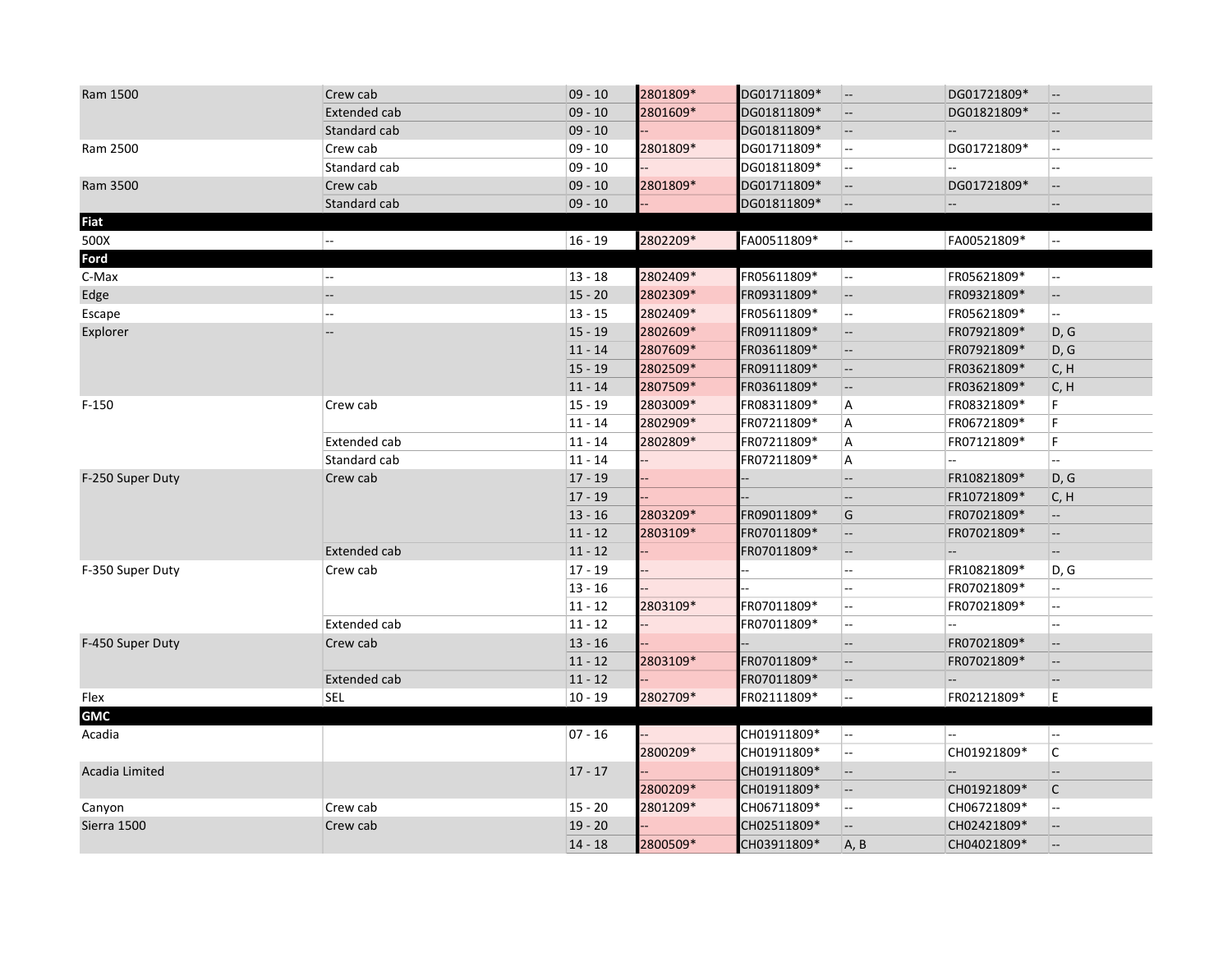| Ram 1500 | Crew cab | 09 - 10 | 2801809* | DG01711809* | -- | DG01721809* | -- |
|---|---|---|---|---|---|---|---|
| | Extended cab | 09 - 10 | 2801609* | DG01811809* | -- | DG01821809* | -- |
| | Standard cab | 09 - 10 | -- | DG01811809* | -- | -- | -- |
| Ram 2500 | Crew cab | 09 - 10 | 2801809* | DG01711809* | -- | DG01721809* | -- |
| | Standard cab | 09 - 10 | -- | DG01811809* | -- | -- | -- |
| Ram 3500 | Crew cab | 09 - 10 | 2801809* | DG01711809* | -- | DG01721809* | -- |
| | Standard cab | 09 - 10 | -- | DG01811809* | -- | -- | -- |
| **Fiat** | | | | | | | |
| 500X | -- | 16 - 19 | 2802209* | FA00511809* | -- | FA00521809* | -- |
| **Ford** | | | | | | | |
| C-Max | -- | 13 - 18 | 2802409* | FR05611809* | -- | FR05621809* | -- |
| Edge | -- | 15 - 20 | 2802309* | FR09311809* | -- | FR09321809* | -- |
| Escape | -- | 13 - 15 | 2802409* | FR05611809* | -- | FR05621809* | -- |
| Explorer | -- | 15 - 19 | 2802609* | FR09111809* | -- | FR07921809* | D, G |
| | | 11 - 14 | 2807609* | FR03611809* | -- | FR07921809* | D, G |
| | | 15 - 19 | 2802509* | FR09111809* | -- | FR03621809* | C, H |
| | | 11 - 14 | 2807509* | FR03611809* | -- | FR03621809* | C, H |
| F-150 | Crew cab | 15 - 19 | 2803009* | FR08311809* | A | FR08321809* | F |
| | | 11 - 14 | 2802909* | FR07211809* | A | FR06721809* | F |
| | Extended cab | 11 - 14 | 2802809* | FR07211809* | A | FR07121809* | F |
| | Standard cab | 11 - 14 | -- | FR07211809* | A | -- | -- |
| F-250 Super Duty | Crew cab | 17 - 19 | -- | -- | -- | FR10821809* | D, G |
| | | 17 - 19 | -- | -- | -- | FR10721809* | C, H |
| | | 13 - 16 | 2803209* | FR09011809* | G | FR07021809* | -- |
| | | 11 - 12 | 2803109* | FR07011809* | -- | FR07021809* | -- |
| | Extended cab | 11 - 12 | -- | FR07011809* | -- | -- | -- |
| F-350 Super Duty | Crew cab | 17 - 19 | -- | -- | -- | FR10821809* | D, G |
| | | 13 - 16 | -- | -- | -- | FR07021809* | -- |
| | | 11 - 12 | 2803109* | FR07011809* | -- | FR07021809* | -- |
| | Extended cab | 11 - 12 | -- | FR07011809* | -- | -- | -- |
| F-450 Super Duty | Crew cab | 13 - 16 | -- | -- | -- | FR07021809* | -- |
| | | 11 - 12 | 2803109* | FR07011809* | -- | FR07021809* | -- |
| | Extended cab | 11 - 12 | -- | FR07011809* | -- | -- | -- |
| Flex | SEL | 10 - 19 | 2802709* | FR02111809* | -- | FR02121809* | E |
| **GMC** | | | | | | | |
| Acadia | | 07 - 16 | -- | CH01911809* | -- | -- | -- |
| | | | 2800209* | CH01911809* | -- | CH01921809* | C |
| Acadia Limited | | 17 - 17 | -- | CH01911809* | -- | -- | -- |
| | | | 2800209* | CH01911809* | -- | CH01921809* | C |
| Canyon | Crew cab | 15 - 20 | 2801209* | CH06711809* | -- | CH06721809* | -- |
| Sierra 1500 | Crew cab | 19 - 20 | -- | CH02511809* | -- | CH02421809* | -- |
| | | 14 - 18 | 2800509* | CH03911809* | A, B | CH04021809* | -- |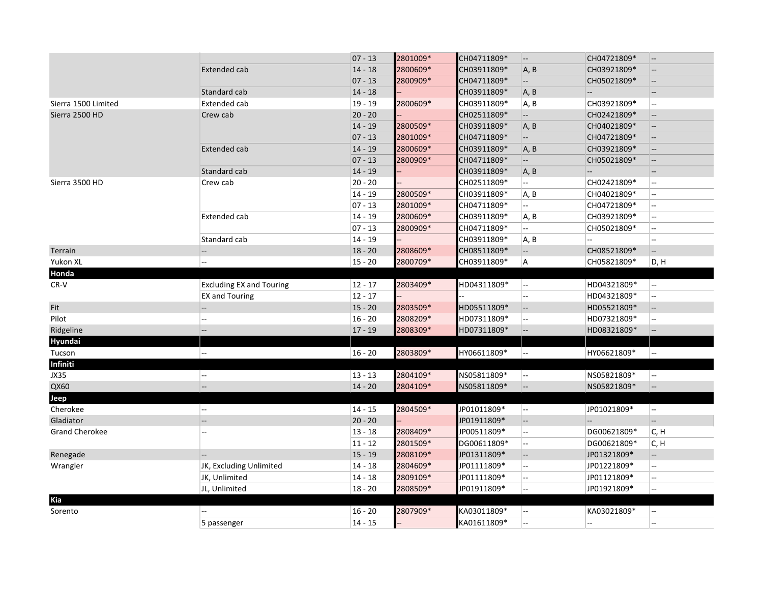| | | | | | | | |
|---|---|---|---|---|---|---|---|
| | | 07 - 13 | 2801009* | CH04711809* | -- | CH04721809* | -- |
| | Extended cab | 14 - 18 | 2800609* | CH03911809* | A, B | CH03921809* | -- |
| | | 07 - 13 | 2800909* | CH04711809* | -- | CH05021809* | -- |
| | Standard cab | 14 - 18 | -- | CH03911809* | A, B | -- | -- |
| Sierra 1500 Limited | Extended cab | 19 - 19 | 2800609* | CH03911809* | A, B | CH03921809* | -- |
| Sierra 2500 HD | Crew cab | 20 - 20 | -- | CH02511809* | -- | CH02421809* | -- |
| | | 14 - 19 | 2800509* | CH03911809* | A, B | CH04021809* | -- |
| | | 07 - 13 | 2801009* | CH04711809* | -- | CH04721809* | -- |
| | Extended cab | 14 - 19 | 2800609* | CH03911809* | A, B | CH03921809* | -- |
| | | 07 - 13 | 2800909* | CH04711809* | -- | CH05021809* | -- |
| | Standard cab | 14 - 19 | -- | CH03911809* | A, B | -- | -- |
| Sierra 3500 HD | Crew cab | 20 - 20 | -- | CH02511809* | -- | CH02421809* | -- |
| | | 14 - 19 | 2800509* | CH03911809* | A, B | CH04021809* | -- |
| | | 07 - 13 | 2801009* | CH04711809* | -- | CH04721809* | -- |
| | Extended cab | 14 - 19 | 2800609* | CH03911809* | A, B | CH03921809* | -- |
| | | 07 - 13 | 2800909* | CH04711809* | -- | CH05021809* | -- |
| | Standard cab | 14 - 19 | -- | CH03911809* | A, B | -- | -- |
| Terrain | -- | 18 - 20 | 2808609* | CH08511809* | -- | CH08521809* | -- |
| Yukon XL | -- | 15 - 20 | 2800709* | CH03911809* | A | CH05821809* | D, H |
| **Honda** | | | | | | | |
| CR-V | Excluding EX and Touring | 12 - 17 | 2803409* | HD04311809* | -- | HD04321809* | -- |
| | EX and Touring | 12 - 17 | -- | -- | -- | HD04321809* | -- |
| Fit | -- | 15 - 20 | 2803509* | HD05511809* | -- | HD05521809* | -- |
| Pilot | -- | 16 - 20 | 2808209* | HD07311809* | -- | HD07321809* | -- |
| Ridgeline | -- | 17 - 19 | 2808309* | HD07311809* | -- | HD08321809* | -- |
| **Hyundai** | | | | | | | |
| Tucson | -- | 16 - 20 | 2803809* | HY06611809* | -- | HY06621809* | -- |
| **Infiniti** | | | | | | | |
| JX35 | -- | 13 - 13 | 2804109* | NS05811809* | -- | NS05821809* | -- |
| QX60 | -- | 14 - 20 | 2804109* | NS05811809* | -- | NS05821809* | -- |
| **Jeep** | | | | | | | |
| Cherokee | -- | 14 - 15 | 2804509* | JP01011809* | -- | JP01021809* | -- |
| Gladiator | -- | 20 - 20 | -- | JP01911809* | -- | -- | -- |
| Grand Cherokee | -- | 13 - 18 | 2808409* | JP00511809* | -- | DG00621809* | C, H |
| | | 11 - 12 | 2801509* | DG00611809* | -- | DG00621809* | C, H |
| Renegade | -- | 15 - 19 | 2808109* | JP01311809* | -- | JP01321809* | -- |
| Wrangler | JK, Excluding Unlimited | 14 - 18 | 2804609* | JP01111809* | -- | JP01221809* | -- |
| | JK, Unlimited | 14 - 18 | 2809109* | JP01111809* | -- | JP01121809* | -- |
| | JL, Unlimited | 18 - 20 | 2808509* | JP01911809* | -- | JP01921809* | -- |
| **Kia** | | | | | | | |
| Sorento | -- | 16 - 20 | 2807909* | KA03011809* | -- | KA03021809* | -- |
| | 5 passenger | 14 - 15 | -- | KA01611809* | -- | -- | -- |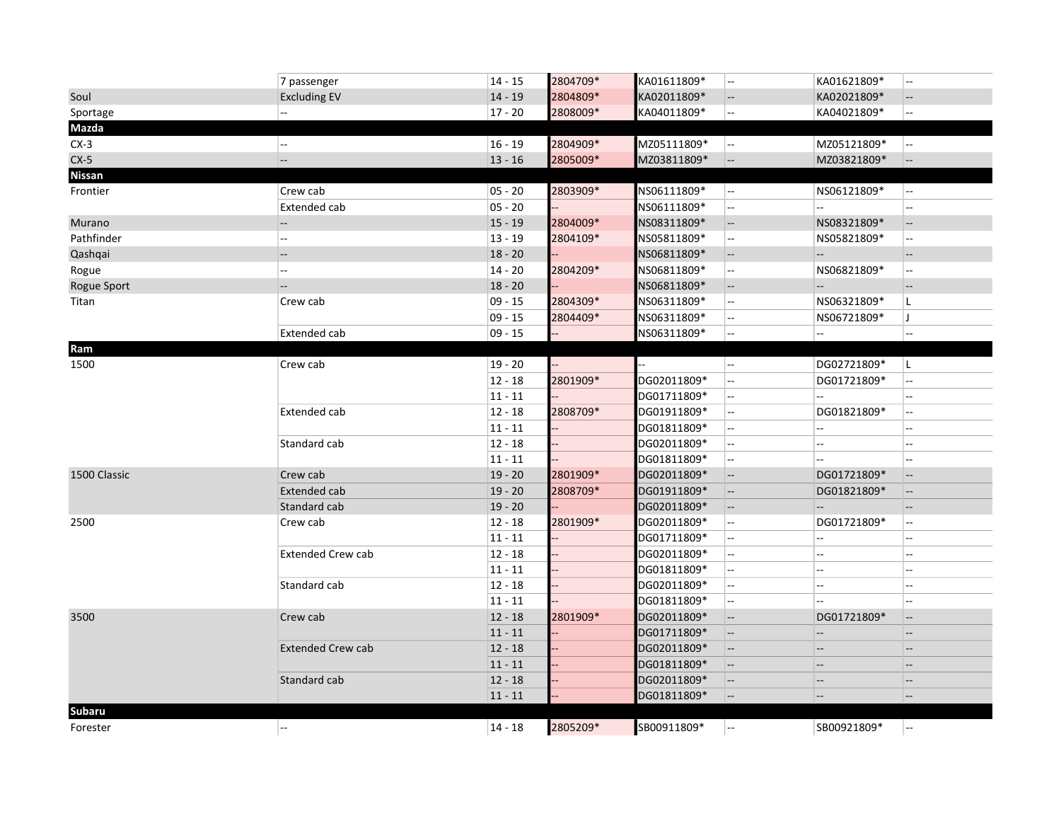| | | | | | | | |
|---|---|---|---|---|---|---|---|
| | 7 passenger | 14 - 15 | 2804709* | KA01611809* | -- | KA01621809* | -- |
| Soul | Excluding EV | 14 - 19 | 2804809* | KA02011809* | -- | KA02021809* | -- |
| Sportage | -- | 17 - 20 | 2808009* | KA04011809* | -- | KA04021809* | -- |
| **Mazda** | | | | | | | |
| CX-3 | -- | 16 - 19 | 2804909* | MZ05111809* | -- | MZ05121809* | -- |
| CX-5 | -- | 13 - 16 | 2805009* | MZ03811809* | -- | MZ03821809* | -- |
| **Nissan** | | | | | | | |
| Frontier | Crew cab | 05 - 20 | 2803909* | NS06111809* | -- | NS06121809* | -- |
| | Extended cab | 05 - 20 | -- | NS06111809* | -- | -- | -- |
| Murano | -- | 15 - 19 | 2804009* | NS08311809* | -- | NS08321809* | -- |
| Pathfinder | -- | 13 - 19 | 2804109* | NS05811809* | -- | NS05821809* | -- |
| Qashqai | -- | 18 - 20 | -- | NS06811809* | -- | -- | -- |
| Rogue | -- | 14 - 20 | 2804209* | NS06811809* | -- | NS06821809* | -- |
| Rogue Sport | -- | 18 - 20 | -- | NS06811809* | -- | -- | -- |
| Titan | Crew cab | 09 - 15 | 2804309* | NS06311809* | -- | NS06321809* | L |
| | | 09 - 15 | 2804409* | NS06311809* | -- | NS06721809* | J |
| | Extended cab | 09 - 15 | -- | NS06311809* | -- | -- | -- |
| **Ram** | | | | | | | |
| 1500 | Crew cab | 19 - 20 | -- | -- | -- | DG02721809* | L |
| | | 12 - 18 | 2801909* | DG02011809* | -- | DG01721809* | -- |
| | | 11 - 11 | -- | DG01711809* | -- | -- | -- |
| | Extended cab | 12 - 18 | 2808709* | DG01911809* | -- | DG01821809* | -- |
| | | 11 - 11 | -- | DG01811809* | -- | -- | -- |
| | Standard cab | 12 - 18 | -- | DG02011809* | -- | -- | -- |
| | | 11 - 11 | -- | DG01811809* | -- | -- | -- |
| 1500 Classic | Crew cab | 19 - 20 | 2801909* | DG02011809* | -- | DG01721809* | -- |
| | Extended cab | 19 - 20 | 2808709* | DG01911809* | -- | DG01821809* | -- |
| | Standard cab | 19 - 20 | -- | DG02011809* | -- | -- | -- |
| 2500 | Crew cab | 12 - 18 | 2801909* | DG02011809* | -- | DG01721809* | -- |
| | | 11 - 11 | -- | DG01711809* | -- | -- | -- |
| | Extended Crew cab | 12 - 18 | -- | DG02011809* | -- | -- | -- |
| | | 11 - 11 | -- | DG01811809* | -- | -- | -- |
| | Standard cab | 12 - 18 | -- | DG02011809* | -- | -- | -- |
| | | 11 - 11 | -- | DG01811809* | -- | -- | -- |
| 3500 | Crew cab | 12 - 18 | 2801909* | DG02011809* | -- | DG01721809* | -- |
| | | 11 - 11 | -- | DG01711809* | -- | -- | -- |
| | Extended Crew cab | 12 - 18 | -- | DG02011809* | -- | -- | -- |
| | | 11 - 11 | -- | DG01811809* | -- | -- | -- |
| | Standard cab | 12 - 18 | -- | DG02011809* | -- | -- | -- |
| | | 11 - 11 | -- | DG01811809* | -- | -- | -- |
| **Subaru** | | | | | | | |
| Forester | -- | 14 - 18 | 2805209* | SB00911809* | -- | SB00921809* | -- |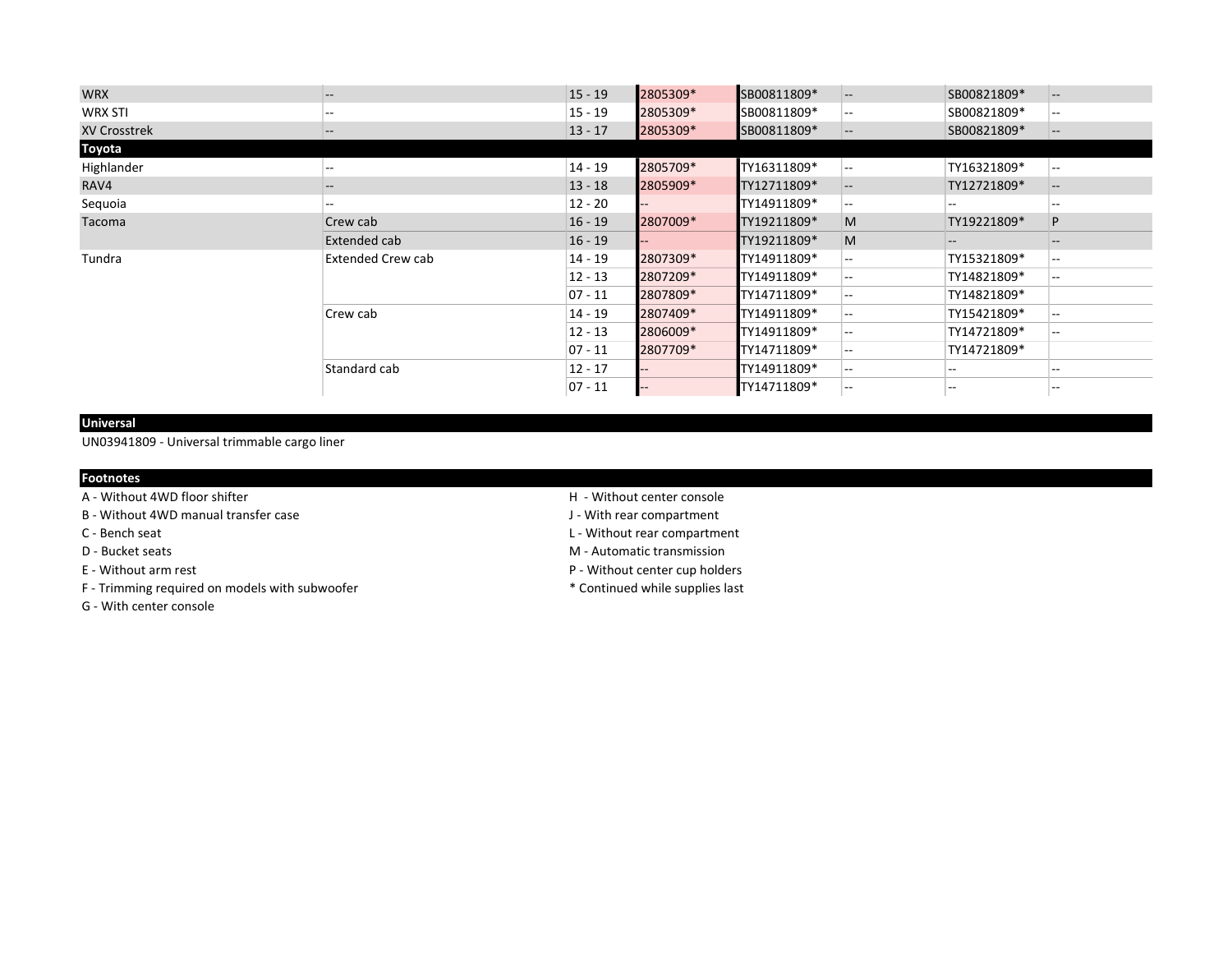| | | | | | | | |
|---|---|---|---|---|---|---|---|
| WRX | -- | 15 - 19 | 2805309* | SB00811809* | -- | SB00821809* | -- |
| WRX STI | -- | 15 - 19 | 2805309* | SB00811809* | -- | SB00821809* | -- |
| XV Crosstrek | -- | 13 - 17 | 2805309* | SB00811809* | -- | SB00821809* | -- |
| **Toyota** | | | | | | | |
| Highlander | -- | 14 - 19 | 2805709* | TY16311809* | -- | TY16321809* | -- |
| RAV4 | -- | 13 - 18 | 2805909* | TY12711809* | -- | TY12721809* | -- |
| Sequoia | -- | 12 - 20 | -- | TY14911809* | -- | -- | -- |
| Tacoma | Crew cab | 16 - 19 | 2807009* | TY19211809* | M | TY19221809* | P |
| | Extended cab | 16 - 19 | -- | TY19211809* | M | -- | -- |
| Tundra | Extended Crew cab | 14 - 19 | 2807309* | TY14911809* | -- | TY15321809* | -- |
| | | 12 - 13 | 2807209* | TY14911809* | -- | TY14821809* | -- |
| | | 07 - 11 | 2807809* | TY14711809* | -- | TY14821809* | |
| | Crew cab | 14 - 19 | 2807409* | TY14911809* | -- | TY15421809* | -- |
| | | 12 - 13 | 2806009* | TY14911809* | -- | TY14721809* | -- |
| | | 07 - 11 | 2807709* | TY14711809* | -- | TY14721809* | |
| | Standard cab | 12 - 17 | -- | TY14911809* | -- | -- | -- |
| | | 07 - 11 | -- | TY14711809* | -- | -- | -- |

## Universal

UN03941809 - Universal trimmable cargo liner

## Footnotes

A - Without 4WD floor shifter
B - Without 4WD manual transfer case
C - Bench seat
D - Bucket seats
E - Without arm rest
F - Trimming required on models with subwoofer
G - With center console
H - Without center console
J - With rear compartment
L - Without rear compartment
M - Automatic transmission
P - Without center cup holders
* Continued while supplies last